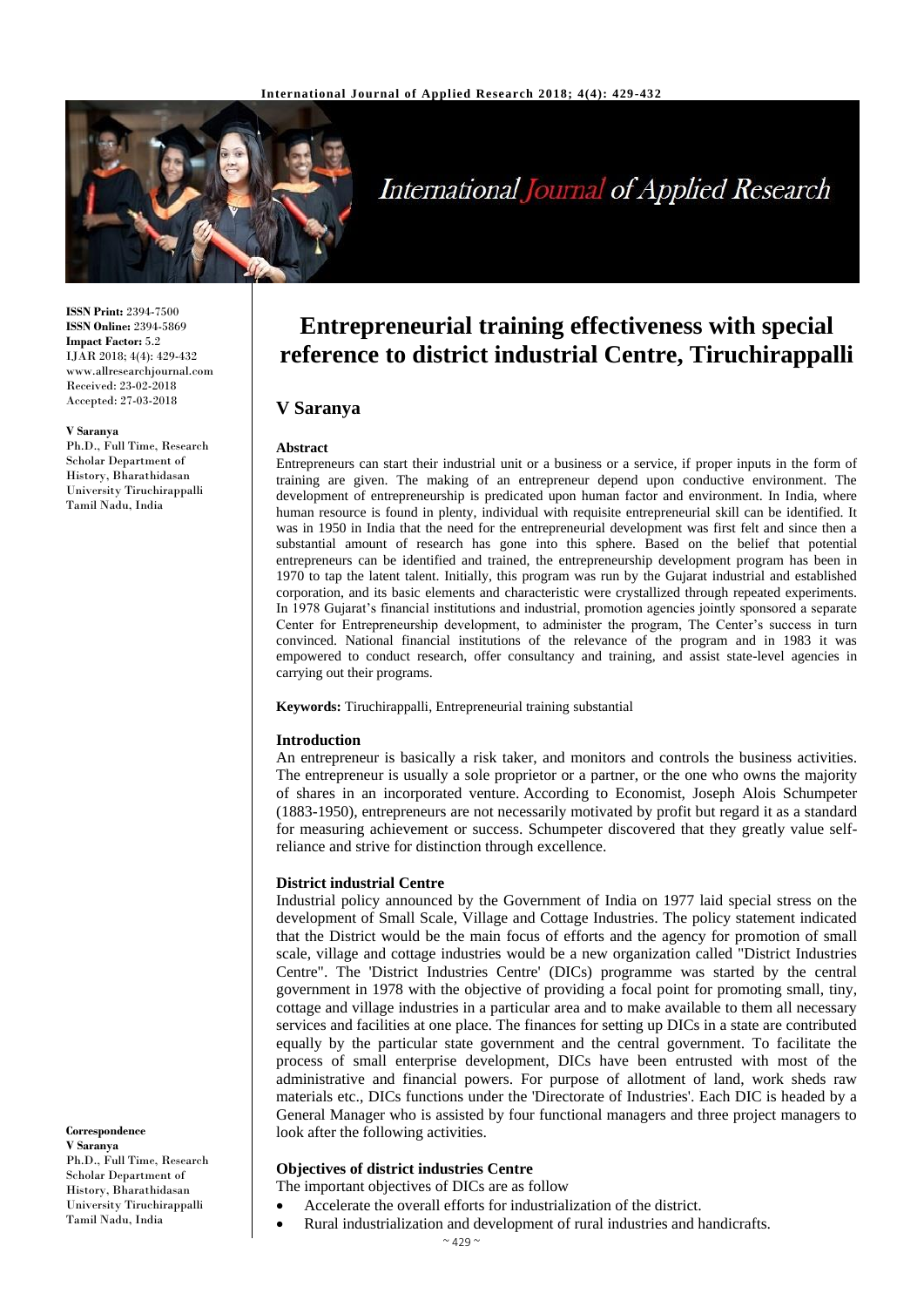**ISSN Print:** 2394-7500
**ISSN Online:** 2394-5869
**Impact Factor:** 5.2
IJAR 2018; 4(4): 429-432
www.allresearchjournal.com
Received: 23-02-2018
Accepted: 27-03-2018

**V Saranya**
Ph.D., Full Time, Research Scholar Department of History, Bharathidasan University Tiruchirappalli Tamil Nadu, India

**Correspondence**
**V Saranya**
Ph.D., Full Time, Research Scholar Department of History, Bharathidasan University Tiruchirappalli Tamil Nadu, India

# Entrepreneurial training effectiveness with special reference to district industrial Centre, Tiruchirappalli

## V Saranya

### Abstract

Entrepreneurs can start their industrial unit or a business or a service, if proper inputs in the form of training are given. The making of an entrepreneur depend upon conductive environment. The development of entrepreneurship is predicated upon human factor and environment. In India, where human resource is found in plenty, individual with requisite entrepreneurial skill can be identified. It was in 1950 in India that the need for the entrepreneurial development was first felt and since then a substantial amount of research has gone into this sphere. Based on the belief that potential entrepreneurs can be identified and trained, the entrepreneurship development program has been in 1970 to tap the latent talent. Initially, this program was run by the Gujarat industrial and established corporation, and its basic elements and characteristic were crystallized through repeated experiments. In 1978 Gujarat's financial institutions and industrial, promotion agencies jointly sponsored a separate Center for Entrepreneurship development, to administer the program, The Center's success in turn convinced. National financial institutions of the relevance of the program and in 1983 it was empowered to conduct research, offer consultancy and training, and assist state-level agencies in carrying out their programs.

**Keywords:** Tiruchirappalli, Entrepreneurial training substantial

### Introduction

An entrepreneur is basically a risk taker, and monitors and controls the business activities. The entrepreneur is usually a sole proprietor or a partner, or the one who owns the majority of shares in an incorporated venture. According to Economist, Joseph Alois Schumpeter (1883-1950), entrepreneurs are not necessarily motivated by profit but regard it as a standard for measuring achievement or success. Schumpeter discovered that they greatly value self-reliance and strive for distinction through excellence.

### District industrial Centre

Industrial policy announced by the Government of India on 1977 laid special stress on the development of Small Scale, Village and Cottage Industries. The policy statement indicated that the District would be the main focus of efforts and the agency for promotion of small scale, village and cottage industries would be a new organization called "District Industries Centre". The 'District Industries Centre' (DICs) programme was started by the central government in 1978 with the objective of providing a focal point for promoting small, tiny, cottage and village industries in a particular area and to make available to them all necessary services and facilities at one place. The finances for setting up DICs in a state are contributed equally by the particular state government and the central government. To facilitate the process of small enterprise development, DICs have been entrusted with most of the administrative and financial powers. For purpose of allotment of land, work sheds raw materials etc., DICs functions under the 'Directorate of Industries'. Each DIC is headed by a General Manager who is assisted by four functional managers and three project managers to look after the following activities.

### Objectives of district industries Centre

The important objectives of DICs are as follow

- Accelerate the overall efforts for industrialization of the district.
- Rural industrialization and development of rural industries and handicrafts.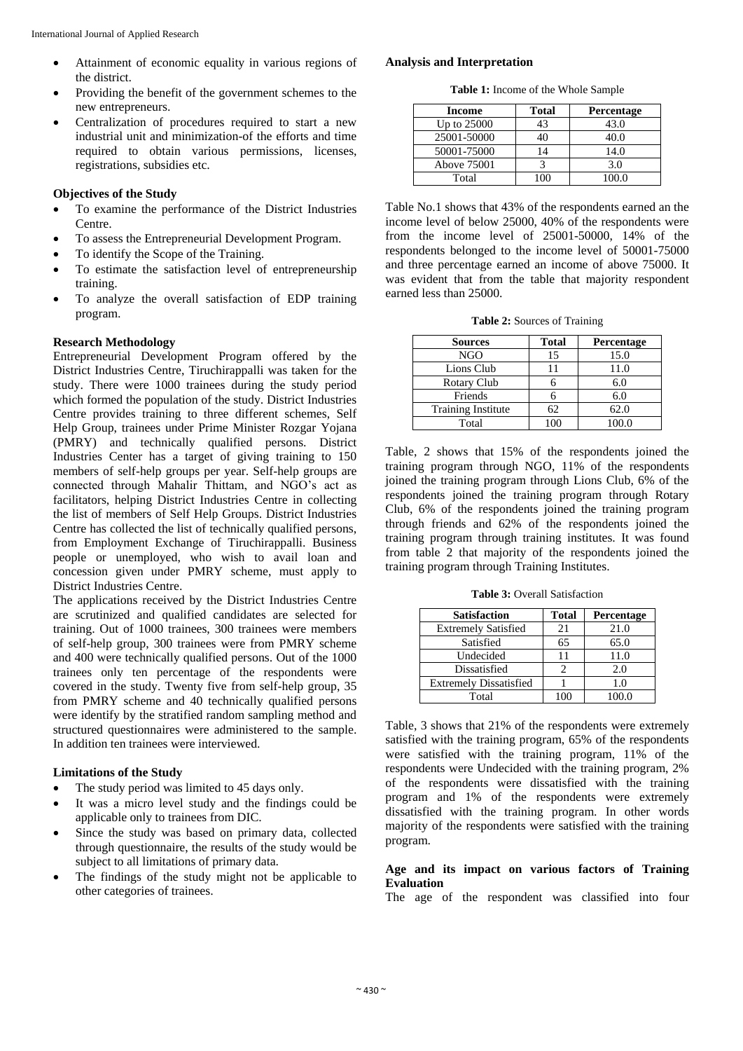- Attainment of economic equality in various regions of the district.
- Providing the benefit of the government schemes to the new entrepreneurs.
- Centralization of procedures required to start a new industrial unit and minimization-of the efforts and time required to obtain various permissions, licenses, registrations, subsidies etc.

**Objectives of the Study**

- To examine the performance of the District Industries Centre.
- To assess the Entrepreneurial Development Program.
- To identify the Scope of the Training.
- To estimate the satisfaction level of entrepreneurship training.
- To analyze the overall satisfaction of EDP training program.

**Research Methodology**

Entrepreneurial Development Program offered by the District Industries Centre, Tiruchirappalli was taken for the study. There were 1000 trainees during the study period which formed the population of the study. District Industries Centre provides training to three different schemes, Self Help Group, trainees under Prime Minister Rozgar Yojana (PMRY) and technically qualified persons. District Industries Center has a target of giving training to 150 members of self-help groups per year. Self-help groups are connected through Mahalir Thittam, and NGO's act as facilitators, helping District Industries Centre in collecting the list of members of Self Help Groups. District Industries Centre has collected the list of technically qualified persons, from Employment Exchange of Tiruchirappalli. Business people or unemployed, who wish to avail loan and concession given under PMRY scheme, must apply to District Industries Centre.

The applications received by the District Industries Centre are scrutinized and qualified candidates are selected for training. Out of 1000 trainees, 300 trainees were members of self-help group, 300 trainees were from PMRY scheme and 400 were technically qualified persons. Out of the 1000 trainees only ten percentage of the respondents were covered in the study. Twenty five from self-help group, 35 from PMRY scheme and 40 technically qualified persons were identify by the stratified random sampling method and structured questionnaires were administered to the sample. In addition ten trainees were interviewed.

**Limitations of the Study**

- The study period was limited to 45 days only.
- It was a micro level study and the findings could be applicable only to trainees from DIC.
- Since the study was based on primary data, collected through questionnaire, the results of the study would be subject to all limitations of primary data.
- The findings of the study might not be applicable to other categories of trainees.

**Analysis and Interpretation**

**Table 1:** Income of the Whole Sample

| Income | Total | Percentage |
|---|---|---|
| Up to 25000 | 43 | 43.0 |
| 25001-50000 | 40 | 40.0 |
| 50001-75000 | 14 | 14.0 |
| Above 75001 | 3 | 3.0 |
| Total | 100 | 100.0 |

Table No.1 shows that 43% of the respondents earned an the income level of below 25000, 40% of the respondents were from the income level of 25001-50000, 14% of the respondents belonged to the income level of 50001-75000 and three percentage earned an income of above 75000. It was evident that from the table that majority respondent earned less than 25000.

**Table 2:** Sources of Training

| Sources | Total | Percentage |
|---|---|---|
| NGO | 15 | 15.0 |
| Lions Club | 11 | 11.0 |
| Rotary Club | 6 | 6.0 |
| Friends | 6 | 6.0 |
| Training Institute | 62 | 62.0 |
| Total | 100 | 100.0 |

Table, 2 shows that 15% of the respondents joined the training program through NGO, 11% of the respondents joined the training program through Lions Club, 6% of the respondents joined the training program through Rotary Club, 6% of the respondents joined the training program through friends and 62% of the respondents joined the training program through training institutes. It was found from table 2 that majority of the respondents joined the training program through Training Institutes.

**Table 3:** Overall Satisfaction

| Satisfaction | Total | Percentage |
|---|---|---|
| Extremely Satisfied | 21 | 21.0 |
| Satisfied | 65 | 65.0 |
| Undecided | 11 | 11.0 |
| Dissatisfied | 2 | 2.0 |
| Extremely Dissatisfied | 1 | 1.0 |
| Total | 100 | 100.0 |

Table, 3 shows that 21% of the respondents were extremely satisfied with the training program, 65% of the respondents were satisfied with the training program, 11% of the respondents were Undecided with the training program, 2% of the respondents were dissatisfied with the training program and 1% of the respondents were extremely dissatisfied with the training program. In other words majority of the respondents were satisfied with the training program.

**Age and its impact on various factors of Training Evaluation**

The age of the respondent was classified into four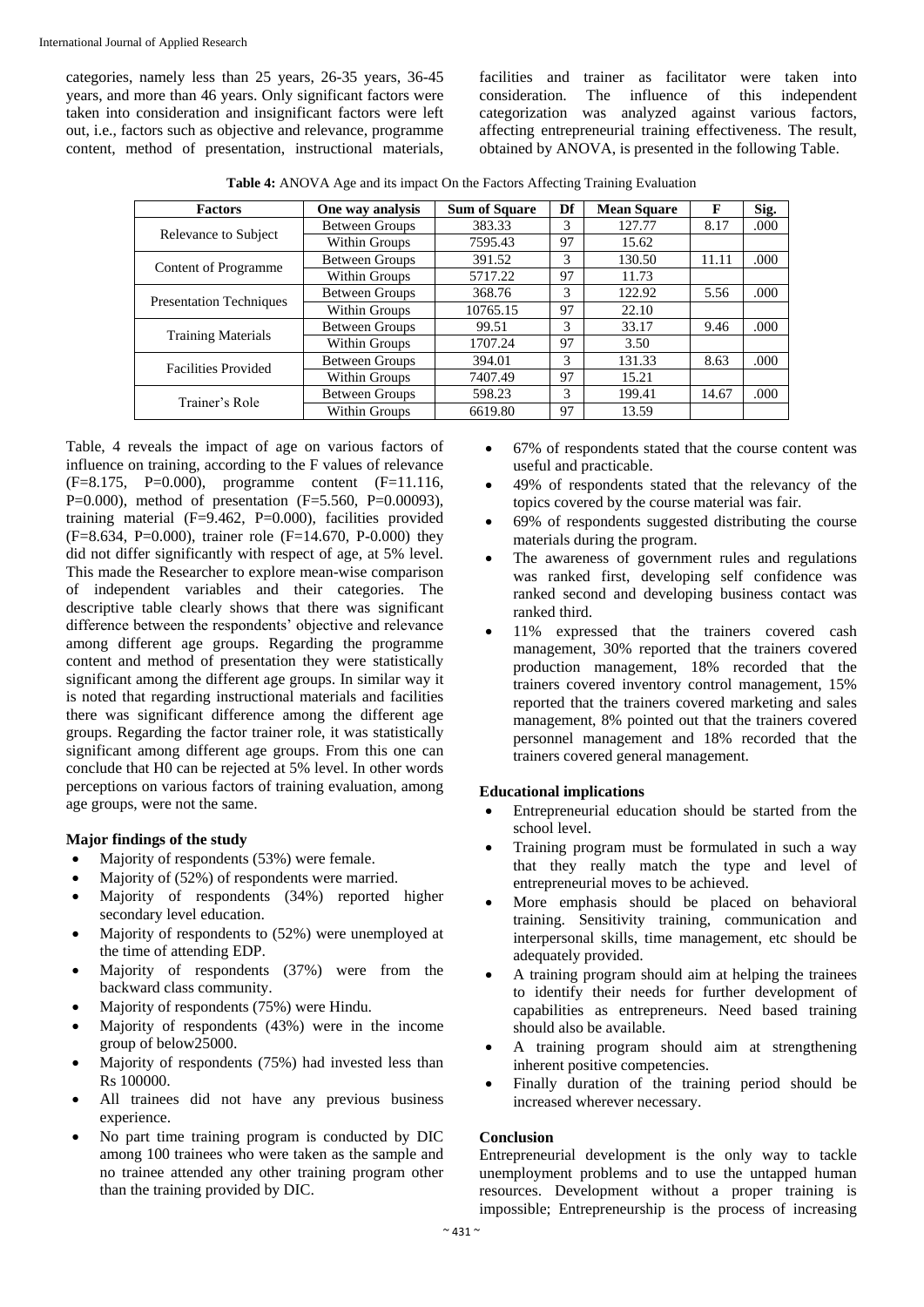categories, namely less than 25 years, 26-35 years, 36-45 years, and more than 46 years. Only significant factors were taken into consideration and insignificant factors were left out, i.e., factors such as objective and relevance, programme content, method of presentation, instructional materials, facilities and trainer as facilitator were taken into consideration. The influence of this independent categorization was analyzed against various factors, affecting entrepreneurial training effectiveness. The result, obtained by ANOVA, is presented in the following Table.

**Table 4:** ANOVA Age and its impact On the Factors Affecting Training Evaluation

| Factors | One way analysis | Sum of Square | Df | Mean Square | F | Sig. |
|---|---|---|---|---|---|---|
| Relevance to Subject | Between Groups | 383.33 | 3 | 127.77 | 8.17 | .000 |
| | Within Groups | 7595.43 | 97 | 15.62 | | |
| Content of Programme | Between Groups | 391.52 | 3 | 130.50 | 11.11 | .000 |
| | Within Groups | 5717.22 | 97 | 11.73 | | |
| Presentation Techniques | Between Groups | 368.76 | 3 | 122.92 | 5.56 | .000 |
| | Within Groups | 10765.15 | 97 | 22.10 | | |
| Training Materials | Between Groups | 99.51 | 3 | 33.17 | 9.46 | .000 |
| | Within Groups | 1707.24 | 97 | 3.50 | | |
| Facilities Provided | Between Groups | 394.01 | 3 | 131.33 | 8.63 | .000 |
| | Within Groups | 7407.49 | 97 | 15.21 | | |
| Trainer's Role | Between Groups | 598.23 | 3 | 199.41 | 14.67 | .000 |
| | Within Groups | 6619.80 | 97 | 13.59 | | |

Table, 4 reveals the impact of age on various factors of influence on training, according to the F values of relevance (F=8.175, P=0.000), programme content (F=11.116, P=0.000), method of presentation (F=5.560, P=0.00093), training material (F=9.462, P=0.000), facilities provided (F=8.634, P=0.000), trainer role (F=14.670, P-0.000) they did not differ significantly with respect of age, at 5% level. This made the Researcher to explore mean-wise comparison of independent variables and their categories. The descriptive table clearly shows that there was significant difference between the respondents' objective and relevance among different age groups. Regarding the programme content and method of presentation they were statistically significant among the different age groups. In similar way it is noted that regarding instructional materials and facilities there was significant difference among the different age groups. Regarding the factor trainer role, it was statistically significant among different age groups. From this one can conclude that H0 can be rejected at 5% level. In other words perceptions on various factors of training evaluation, among age groups, were not the same.

**Major findings of the study**

- Majority of respondents (53%) were female.
- Majority of (52%) of respondents were married.
- Majority of respondents (34%) reported higher secondary level education.
- Majority of respondents to (52%) were unemployed at the time of attending EDP.
- Majority of respondents (37%) were from the backward class community.
- Majority of respondents (75%) were Hindu.
- Majority of respondents (43%) were in the income group of below25000.
- Majority of respondents (75%) had invested less than Rs 100000.
- All trainees did not have any previous business experience.
- No part time training program is conducted by DIC among 100 trainees who were taken as the sample and no trainee attended any other training program other than the training provided by DIC.
- 67% of respondents stated that the course content was useful and practicable.
- 49% of respondents stated that the relevancy of the topics covered by the course material was fair.
- 69% of respondents suggested distributing the course materials during the program.
- The awareness of government rules and regulations was ranked first, developing self confidence was ranked second and developing business contact was ranked third.
- 11% expressed that the trainers covered cash management, 30% reported that the trainers covered production management, 18% recorded that the trainers covered inventory control management, 15% reported that the trainers covered marketing and sales management, 8% pointed out that the trainers covered personnel management and 18% recorded that the trainers covered general management.

**Educational implications**

- Entrepreneurial education should be started from the school level.
- Training program must be formulated in such a way that they really match the type and level of entrepreneurial moves to be achieved.
- More emphasis should be placed on behavioral training. Sensitivity training, communication and interpersonal skills, time management, etc should be adequately provided.
- A training program should aim at helping the trainees to identify their needs for further development of capabilities as entrepreneurs. Need based training should also be available.
- A training program should aim at strengthening inherent positive competencies.
- Finally duration of the training period should be increased wherever necessary.

**Conclusion**

Entrepreneurial development is the only way to tackle unemployment problems and to use the untapped human resources. Development without a proper training is impossible; Entrepreneurship is the process of increasing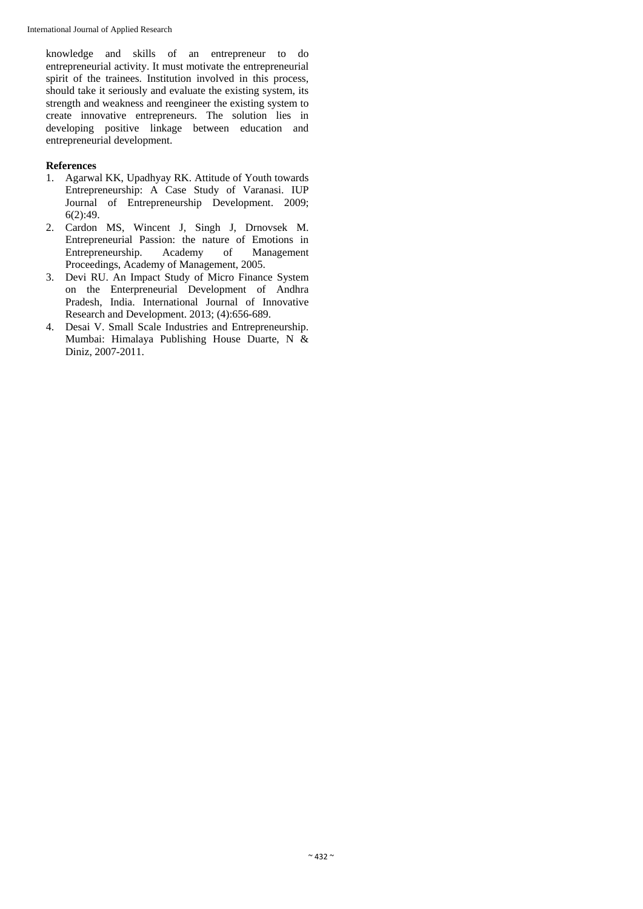knowledge and skills of an entrepreneur to do entrepreneurial activity. It must motivate the entrepreneurial spirit of the trainees. Institution involved in this process, should take it seriously and evaluate the existing system, its strength and weakness and reengineer the existing system to create innovative entrepreneurs. The solution lies in developing positive linkage between education and entrepreneurial development.

**References**

1. Agarwal KK, Upadhyay RK. Attitude of Youth towards Entrepreneurship: A Case Study of Varanasi. IUP Journal of Entrepreneurship Development. 2009; 6(2):49.
2. Cardon MS, Wincent J, Singh J, Drnovsek M. Entrepreneurial Passion: the nature of Emotions in Entrepreneurship. Academy of Management Proceedings, Academy of Management, 2005.
3. Devi RU. An Impact Study of Micro Finance System on the Enterpreneurial Development of Andhra Pradesh, India. International Journal of Innovative Research and Development. 2013; (4):656-689.
4. Desai V. Small Scale Industries and Entrepreneurship. Mumbai: Himalaya Publishing House Duarte, N & Diniz, 2007-2011.